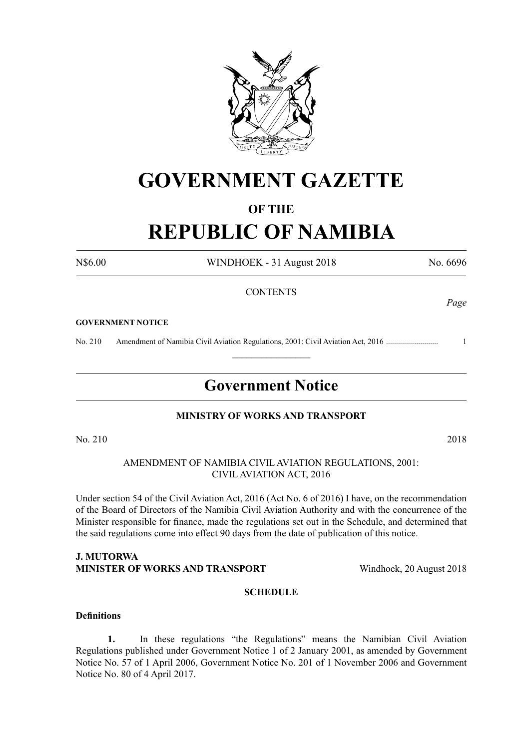# GOVERNMENT GAZETTE

## OF THE

# REPUBLIC OF NAMIBIA

N$6.00 WINDHOEK - 31 August 2018 No. 6696

CONTENTS

*Page*

**GOVERNMENT NOTICE**

No. 210 Amendment of Namibia Civil Aviation Regulations, 2001: Civil Aviation Act, 2016 .......................... 1

---

## Government Notice

**MINISTRY OF WORKS AND TRANSPORT**

No. 210 2018

AMENDMENT OF NAMIBIA CIVIL AVIATION REGULATIONS, 2001: CIVIL AVIATION ACT, 2016

Under section 54 of the Civil Aviation Act, 2016 (Act No. 6 of 2016) I have, on the recommendation of the Board of Directors of the Namibia Civil Aviation Authority and with the concurrence of the Minister responsible for finance, made the regulations set out in the Schedule, and determined that the said regulations come into effect 90 days from the date of publication of this notice.

**J. MUTORWA**
**MINISTER OF WORKS AND TRANSPORT** Windhoek, 20 August 2018

**SCHEDULE**

**Definitions**

**1.** In these regulations "the Regulations" means the Namibian Civil Aviation Regulations published under Government Notice 1 of 2 January 2001, as amended by Government Notice No. 57 of 1 April 2006, Government Notice No. 201 of 1 November 2006 and Government Notice No. 80 of 4 April 2017.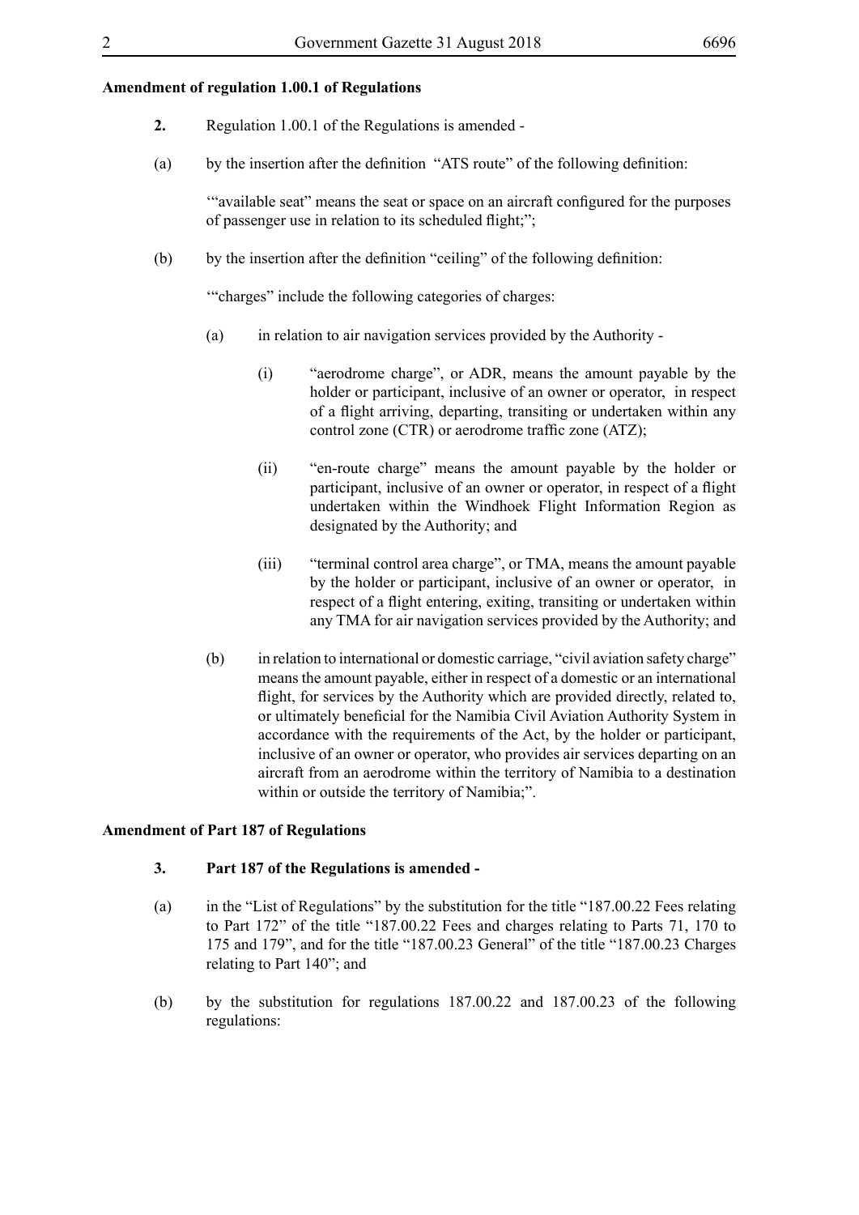**Amendment of regulation 1.00.1 of Regulations**

**2.** Regulation 1.00.1 of the Regulations is amended -

(a) by the insertion after the definition "ATS route" of the following definition:

'"available seat" means the seat or space on an aircraft configured for the purposes of passenger use in relation to its scheduled flight;";

(b) by the insertion after the definition "ceiling" of the following definition:

'"charges" include the following categories of charges:

(a) in relation to air navigation services provided by the Authority -

(i) "aerodrome charge", or ADR, means the amount payable by the holder or participant, inclusive of an owner or operator, in respect of a flight arriving, departing, transiting or undertaken within any control zone (CTR) or aerodrome traffic zone (ATZ);

(ii) "en-route charge" means the amount payable by the holder or participant, inclusive of an owner or operator, in respect of a flight undertaken within the Windhoek Flight Information Region as designated by the Authority; and

(iii) "terminal control area charge", or TMA, means the amount payable by the holder or participant, inclusive of an owner or operator, in respect of a flight entering, exiting, transiting or undertaken within any TMA for air navigation services provided by the Authority; and

(b) in relation to international or domestic carriage, "civil aviation safety charge" means the amount payable, either in respect of a domestic or an international flight, for services by the Authority which are provided directly, related to, or ultimately beneficial for the Namibia Civil Aviation Authority System in accordance with the requirements of the Act, by the holder or participant, inclusive of an owner or operator, who provides air services departing on an aircraft from an aerodrome within the territory of Namibia to a destination within or outside the territory of Namibia;".

**Amendment of Part 187 of Regulations**

**3. Part 187 of the Regulations is amended -**

(a) in the "List of Regulations" by the substitution for the title "187.00.22 Fees relating to Part 172" of the title "187.00.22 Fees and charges relating to Parts 71, 170 to 175 and 179", and for the title "187.00.23 General" of the title "187.00.23 Charges relating to Part 140"; and

(b) by the substitution for regulations 187.00.22 and 187.00.23 of the following regulations: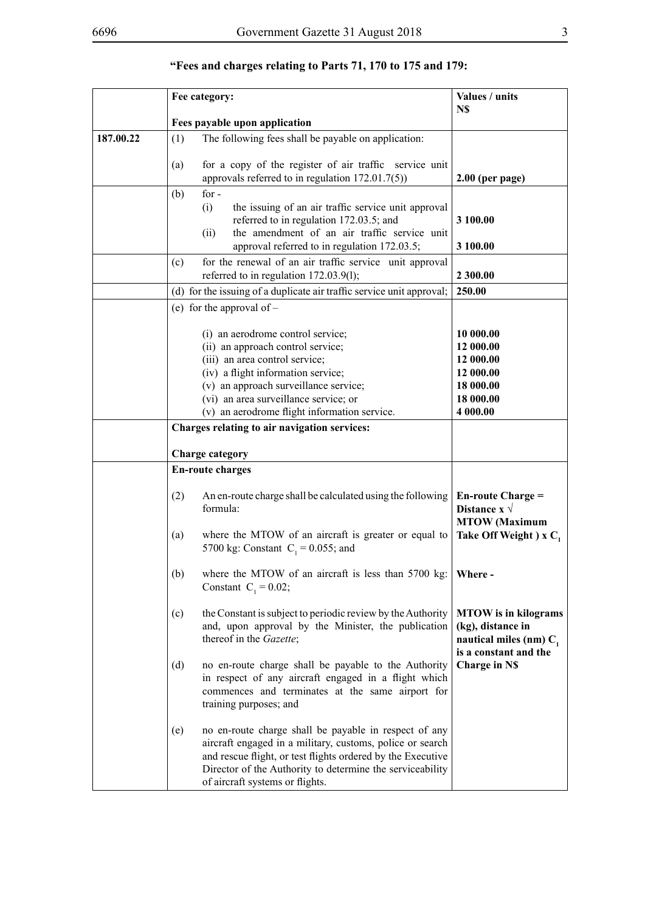**“Fees and charges relating to Parts 71, 170 to 175 and 179:**

| | Fee category:<br><br>**Fees payable upon application** | **Values / units N$** |
|---|---|---|
| **187.00.22** | (1) The following fees shall be payable on application:<br><br>(a) for a copy of the register of air traffic service unit approvals referred to in regulation 172.01.7(5)) | **2.00 (per page)** |
| | (b) for -<br>(i) the issuing of an air traffic service unit approval referred to in regulation 172.03.5; and<br>(ii) the amendment of an air traffic service unit approval referred to in regulation 172.03.5; | **3 100.00**<br><br>**3 100.00** |
| | (c) for the renewal of an air traffic service unit approval referred to in regulation 172.03.9(l); | **2 300.00** |
| | (d) for the issuing of a duplicate air traffic service unit approval; | **250.00** |
| | (e) for the approval of –<br><br>(i) an aerodrome control service;<br>(ii) an approach control service;<br>(iii) an area control service;<br>(iv) a flight information service;<br>(v) an approach surveillance service;<br>(vi) an area surveillance service; or<br>(v) an aerodrome flight information service. | <br><br>**10 000.00**<br>**12 000.00**<br>**12 000.00**<br>**12 000.00**<br>**18 000.00**<br>**18 000.00**<br>**4 000.00** |
| | **Charges relating to air navigation services:**<br><br>**Charge category** | |
| | **En-route charges**<br><br>(2) An en-route charge shall be calculated using the following formula:<br><br>(a) where the MTOW of an aircraft is greater or equal to 5700 kg: Constant $C_1 = 0.055$; and<br><br>(b) where the MTOW of an aircraft is less than 5700 kg: Constant $C_1 = 0.02$;<br><br>(c) the Constant is subject to periodic review by the Authority and, upon approval by the Minister, the publication thereof in the *Gazette*;<br><br>(d) no en-route charge shall be payable to the Authority in respect of any aircraft engaged in a flight which commences and terminates at the same airport for training purposes; and<br><br>(e) no en-route charge shall be payable in respect of any aircraft engaged in a military, customs, police or search and rescue flight, or test flights ordered by the Executive Director of the Authority to determine the serviceability of aircraft systems or flights. | **En-route Charge = Distance x $\sqrt{}$ MTOW (Maximum Take Off Weight ) x $C_1$**<br><br>**Where -**<br><br>**MTOW is in kilograms (kg), distance in nautical miles (nm) $C_1$ is a constant and the Charge in N$** |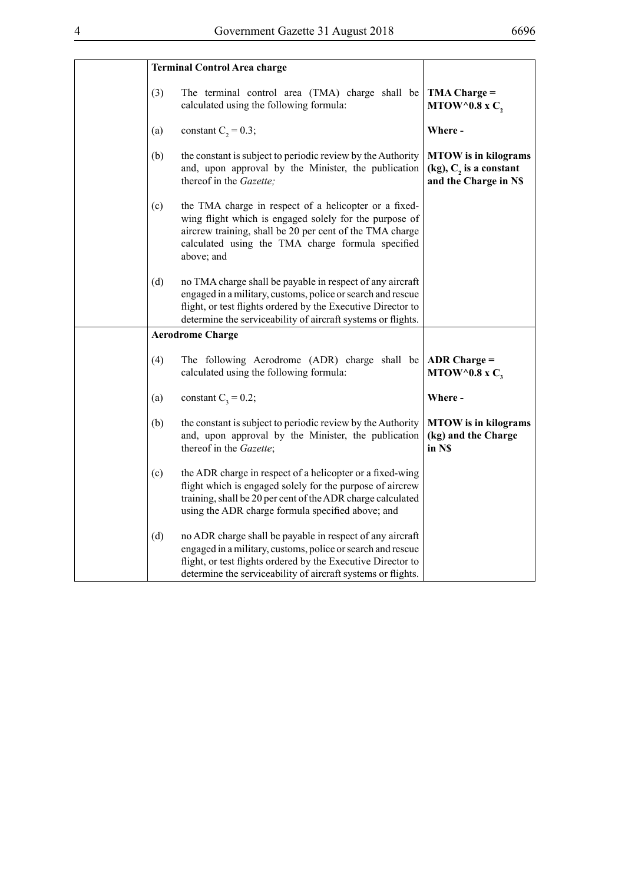| | Terminal Control Area charge | | |
|---|---|---|---|
| | (3) | The terminal control area (TMA) charge shall be calculated using the following formula: | **TMA Charge = MTOW^0.8 x $C_2$** |
| | (a) | constant $C_2 = 0.3$; | **Where -** |
| | (b) | the constant is subject to periodic review by the Authority and, upon approval by the Minister, the publication thereof in the *Gazette;* | **MTOW is in kilograms (kg), $C_2$ is a constant and the Charge in N$** |
| | (c) | the TMA charge in respect of a helicopter or a fixed-wing flight which is engaged solely for the purpose of aircrew training, shall be 20 per cent of the TMA charge calculated using the TMA charge formula specified above; and | |
| | (d) | no TMA charge shall be payable in respect of any aircraft engaged in a military, customs, police or search and rescue flight, or test flights ordered by the Executive Director to determine the serviceability of aircraft systems or flights. | |
| | **Aerodrome Charge** | | |
| | (4) | The following Aerodrome (ADR) charge shall be calculated using the following formula: | **ADR Charge = MTOW^0.8 x $C_3$** |
| | (a) | constant $C_3 = 0.2$; | **Where -** |
| | (b) | the constant is subject to periodic review by the Authority and, upon approval by the Minister, the publication thereof in the *Gazette*; | **MTOW is in kilograms (kg) and the Charge in N$** |
| | (c) | the ADR charge in respect of a helicopter or a fixed-wing flight which is engaged solely for the purpose of aircrew training, shall be 20 per cent of the ADR charge calculated using the ADR charge formula specified above; and | |
| | (d) | no ADR charge shall be payable in respect of any aircraft engaged in a military, customs, police or search and rescue flight, or test flights ordered by the Executive Director to determine the serviceability of aircraft systems or flights. | |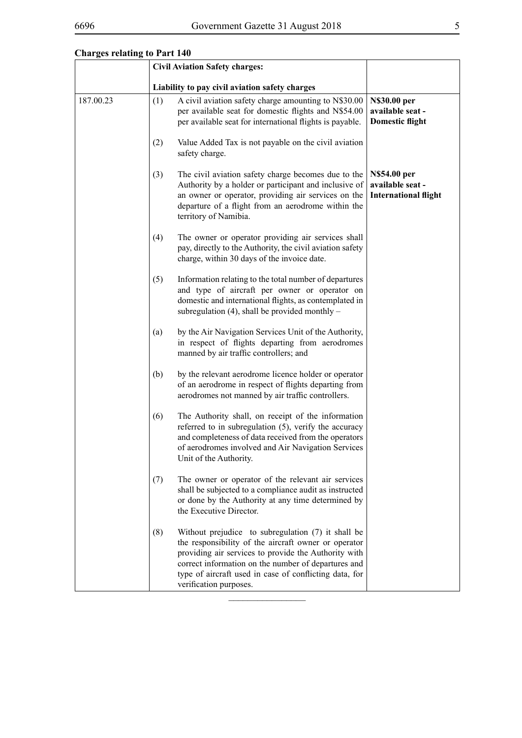**Charges relating to Part 140**

| | | | |
|---|---|---|---|
| | **Civil Aviation Safety charges:**<br><br>**Liability to pay civil aviation safety charges** | | |
| 187.00.23 | (1) | A civil aviation safety charge amounting to N$30.00 per available seat for domestic flights and N$54.00 per available seat for international flights is payable. | **N$30.00 per available seat - Domestic flight** |
| | (2) | Value Added Tax is not payable on the civil aviation safety charge. | |
| | (3) | The civil aviation safety charge becomes due to the Authority by a holder or participant and inclusive of an owner or operator, providing air services on the departure of a flight from an aerodrome within the territory of Namibia. | **N$54.00 per available seat - International flight** |
| | (4) | The owner or operator providing air services shall pay, directly to the Authority, the civil aviation safety charge, within 30 days of the invoice date. | |
| | (5) | Information relating to the total number of departures and type of aircraft per owner or operator on domestic and international flights, as contemplated in subregulation (4), shall be provided monthly – | |
| | (a) | by the Air Navigation Services Unit of the Authority, in respect of flights departing from aerodromes manned by air traffic controllers; and | |
| | (b) | by the relevant aerodrome licence holder or operator of an aerodrome in respect of flights departing from aerodromes not manned by air traffic controllers. | |
| | (6) | The Authority shall, on receipt of the information referred to in subregulation (5), verify the accuracy and completeness of data received from the operators of aerodromes involved and Air Navigation Services Unit of the Authority. | |
| | (7) | The owner or operator of the relevant air services shall be subjected to a compliance audit as instructed or done by the Authority at any time determined by the Executive Director. | |
| | (8) | Without prejudice to subregulation (7) it shall be the responsibility of the aircraft owner or operator providing air services to provide the Authority with correct information on the number of departures and type of aircraft used in case of conflicting data, for verification purposes. | |

________________